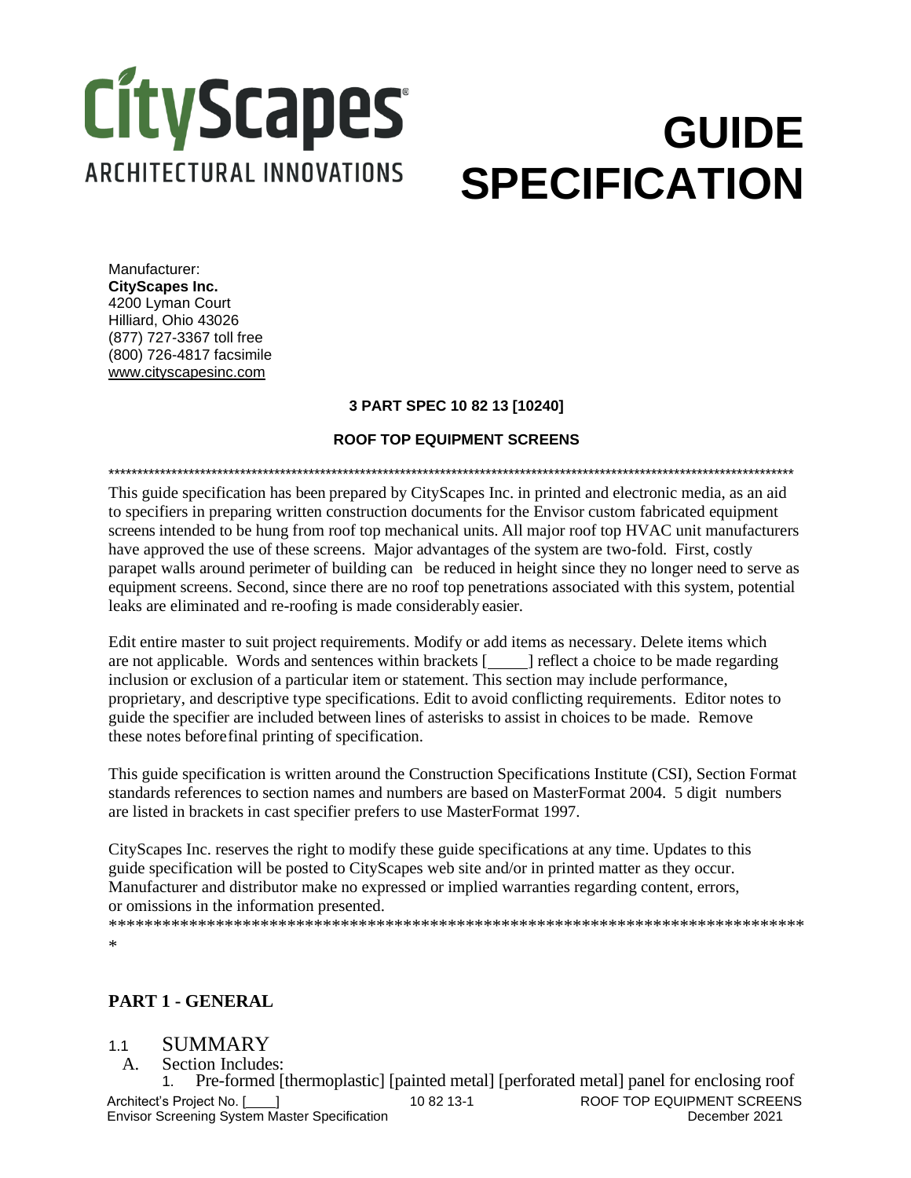CityScapes
ARCHITECTURAL INNOVATIONS

# GUIDE SPECIFICATION

Manufacturer:
**CityScapes Inc.**
4200 Lyman Court
Hilliard, Ohio 43026
(877) 727-3367 toll free
(800) 726-4817 facsimile
www.cityscapesinc.com

**3 PART SPEC 10 82 13 [10240]**

**ROOF TOP EQUIPMENT SCREENS**

**************************************************************************************************************************

This guide specification has been prepared by CityScapes Inc. in printed and electronic media, as an aid to specifiers in preparing written construction documents for the Envisor custom fabricated equipment screens intended to be hung from roof top mechanical units. All major roof top HVAC unit manufacturers have approved the use of these screens. Major advantages of the system are two-fold. First, costly parapet walls around perimeter of building can be reduced in height since they no longer need to serve as equipment screens. Second, since there are no roof top penetrations associated with this system, potential leaks are eliminated and re-roofing is made considerably easier.

Edit entire master to suit project requirements. Modify or add items as necessary. Delete items which are not applicable. Words and sentences within brackets [_____] reflect a choice to be made regarding inclusion or exclusion of a particular item or statement. This section may include performance, proprietary, and descriptive type specifications. Edit to avoid conflicting requirements. Editor notes to guide the specifier are included between lines of asterisks to assist in choices to be made. Remove these notes beforefinal printing of specification.

This guide specification is written around the Construction Specifications Institute (CSI), Section Format standards references to section names and numbers are based on MasterFormat 2004. 5 digit numbers are listed in brackets in cast specifier prefers to use MasterFormat 1997.

CityScapes Inc. reserves the right to modify these guide specifications at any time. Updates to this guide specification will be posted to CityScapes web site and/or in printed matter as they occur. Manufacturer and distributor make no expressed or implied warranties regarding content, errors, or omissions in the information presented.

*********************************************************************************
*

## PART 1 - GENERAL

### 1.1 SUMMARY

A. Section Includes:

1. Pre-formed [thermoplastic] [painted metal] [perforated metal] panel for enclosing roof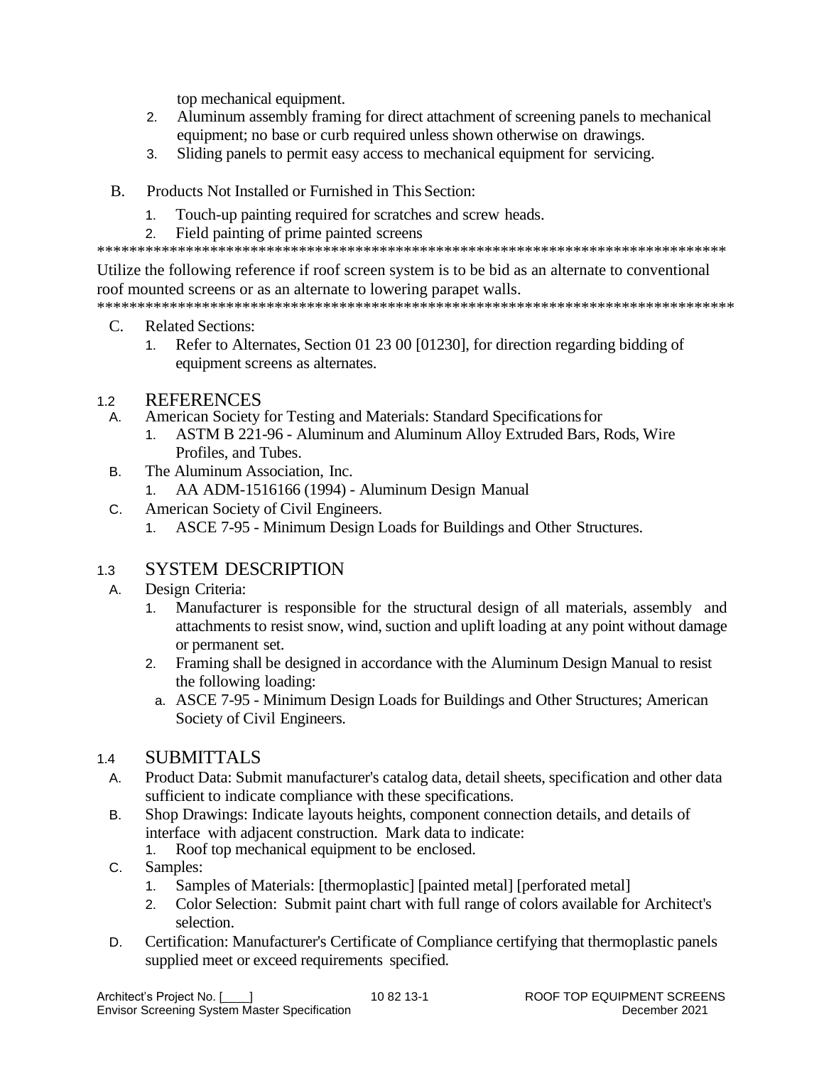top mechanical equipment.

2. Aluminum assembly framing for direct attachment of screening panels to mechanical equipment; no base or curb required unless shown otherwise on drawings.
3. Sliding panels to permit easy access to mechanical equipment for servicing.

B. Products Not Installed or Furnished in This Section:

1. Touch-up painting required for scratches and screw heads.
2. Field painting of prime painted screens

********************************************************************************

Utilize the following reference if roof screen system is to be bid as an alternate to conventional roof mounted screens or as an alternate to lowering parapet walls.

********************************************************************************

C. Related Sections:

1. Refer to Alternates, Section 01 23 00 [01230], for direction regarding bidding of equipment screens as alternates.

## 1.2 REFERENCES

A. American Society for Testing and Materials: Standard Specifications for

1. ASTM B 221-96 - Aluminum and Aluminum Alloy Extruded Bars, Rods, Wire Profiles, and Tubes.

B. The Aluminum Association, Inc.

1. AA ADM-1516166 (1994) - Aluminum Design Manual

C. American Society of Civil Engineers.

1. ASCE 7-95 - Minimum Design Loads for Buildings and Other Structures.

## 1.3 SYSTEM DESCRIPTION

A. Design Criteria:

1. Manufacturer is responsible for the structural design of all materials, assembly and attachments to resist snow, wind, suction and uplift loading at any point without damage or permanent set.
2. Framing shall be designed in accordance with the Aluminum Design Manual to resist the following loading:
   a. ASCE 7-95 - Minimum Design Loads for Buildings and Other Structures; American Society of Civil Engineers.

## 1.4 SUBMITTALS

A. Product Data: Submit manufacturer's catalog data, detail sheets, specification and other data sufficient to indicate compliance with these specifications.

B. Shop Drawings: Indicate layouts heights, component connection details, and details of interface with adjacent construction. Mark data to indicate:

1. Roof top mechanical equipment to be enclosed.

C. Samples:

1. Samples of Materials: [thermoplastic] [painted metal] [perforated metal]
2. Color Selection: Submit paint chart with full range of colors available for Architect's selection.

D. Certification: Manufacturer's Certificate of Compliance certifying that thermoplastic panels supplied meet or exceed requirements specified.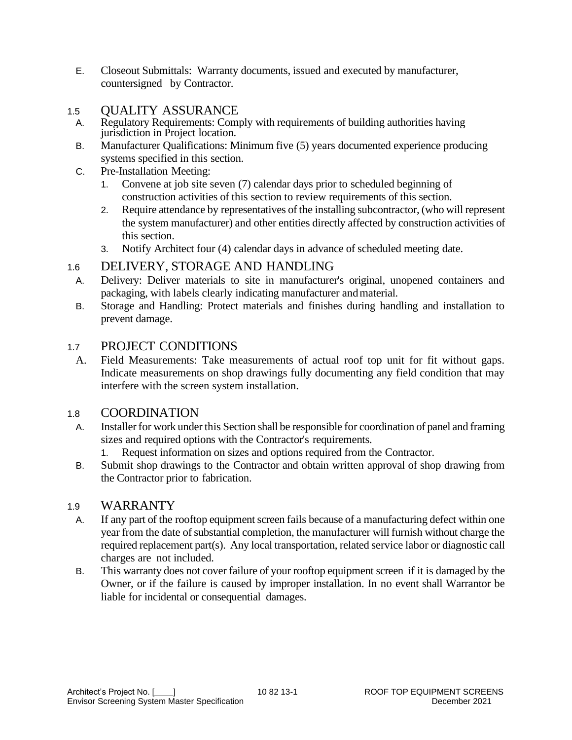E. Closeout Submittals: Warranty documents, issued and executed by manufacturer, countersigned by Contractor.

## 1.5 QUALITY ASSURANCE

A. Regulatory Requirements: Comply with requirements of building authorities having jurisdiction in Project location.

B. Manufacturer Qualifications: Minimum five (5) years documented experience producing systems specified in this section.

C. Pre-Installation Meeting:

1. Convene at job site seven (7) calendar days prior to scheduled beginning of construction activities of this section to review requirements of this section.
2. Require attendance by representatives of the installing subcontractor, (who will represent the system manufacturer) and other entities directly affected by construction activities of this section.
3. Notify Architect four (4) calendar days in advance of scheduled meeting date.

## 1.6 DELIVERY, STORAGE AND HANDLING

A. Delivery: Deliver materials to site in manufacturer's original, unopened containers and packaging, with labels clearly indicating manufacturer and material.

B. Storage and Handling: Protect materials and finishes during handling and installation to prevent damage.

## 1.7 PROJECT CONDITIONS

A. Field Measurements: Take measurements of actual roof top unit for fit without gaps. Indicate measurements on shop drawings fully documenting any field condition that may interfere with the screen system installation.

## 1.8 COORDINATION

A. Installer for work under this Section shall be responsible for coordination of panel and framing sizes and required options with the Contractor's requirements.

1. Request information on sizes and options required from the Contractor.

B. Submit shop drawings to the Contractor and obtain written approval of shop drawing from the Contractor prior to fabrication.

## 1.9 WARRANTY

A. If any part of the rooftop equipment screen fails because of a manufacturing defect within one year from the date of substantial completion, the manufacturer will furnish without charge the required replacement part(s). Any local transportation, related service labor or diagnostic call charges are not included.

B. This warranty does not cover failure of your rooftop equipment screen if it is damaged by the Owner, or if the failure is caused by improper installation. In no event shall Warrantor be liable for incidental or consequential damages.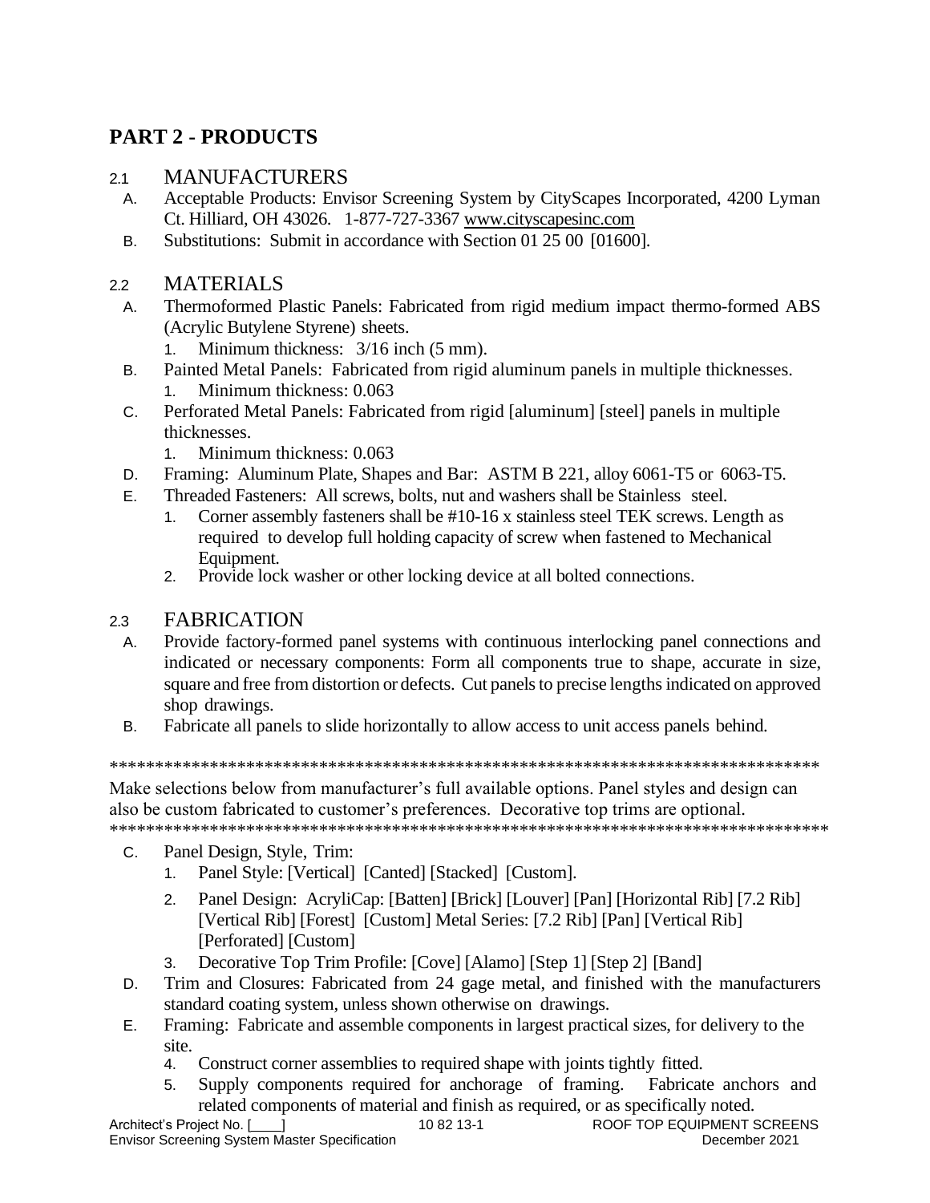# PART 2 - PRODUCTS

## 2.1 MANUFACTURERS

A. Acceptable Products: Envisor Screening System by CityScapes Incorporated, 4200 Lyman Ct. Hilliard, OH 43026. 1-877-727-3367 www.cityscapesinc.com

B. Substitutions: Submit in accordance with Section 01 25 00 [01600].

## 2.2 MATERIALS

A. Thermoformed Plastic Panels: Fabricated from rigid medium impact thermo-formed ABS (Acrylic Butylene Styrene) sheets.
   1. Minimum thickness: 3/16 inch (5 mm).

B. Painted Metal Panels: Fabricated from rigid aluminum panels in multiple thicknesses.
   1. Minimum thickness: 0.063

C. Perforated Metal Panels: Fabricated from rigid [aluminum] [steel] panels in multiple thicknesses.
   1. Minimum thickness: 0.063

D. Framing: Aluminum Plate, Shapes and Bar: ASTM B 221, alloy 6061-T5 or 6063-T5.

E. Threaded Fasteners: All screws, bolts, nut and washers shall be Stainless steel.
   1. Corner assembly fasteners shall be #10-16 x stainless steel TEK screws. Length as required to develop full holding capacity of screw when fastened to Mechanical Equipment.
   2. Provide lock washer or other locking device at all bolted connections.

## 2.3 FABRICATION

A. Provide factory-formed panel systems with continuous interlocking panel connections and indicated or necessary components: Form all components true to shape, accurate in size, square and free from distortion or defects. Cut panels to precise lengths indicated on approved shop drawings.

B. Fabricate all panels to slide horizontally to allow access to unit access panels behind.

********************************************************************************

Make selections below from manufacturer's full available options. Panel styles and design can also be custom fabricated to customer's preferences. Decorative top trims are optional.

********************************************************************************

C. Panel Design, Style, Trim:
   1. Panel Style: [Vertical] [Canted] [Stacked] [Custom].
   2. Panel Design: AcryliCap: [Batten] [Brick] [Louver] [Pan] [Horizontal Rib] [7.2 Rib] [Vertical Rib] [Forest] [Custom] Metal Series: [7.2 Rib] [Pan] [Vertical Rib] [Perforated] [Custom]
   3. Decorative Top Trim Profile: [Cove] [Alamo] [Step 1] [Step 2] [Band]

D. Trim and Closures: Fabricated from 24 gage metal, and finished with the manufacturers standard coating system, unless shown otherwise on drawings.

E. Framing: Fabricate and assemble components in largest practical sizes, for delivery to the site.
   4. Construct corner assemblies to required shape with joints tightly fitted.
   5. Supply components required for anchorage of framing. Fabricate anchors and related components of material and finish as required, or as specifically noted.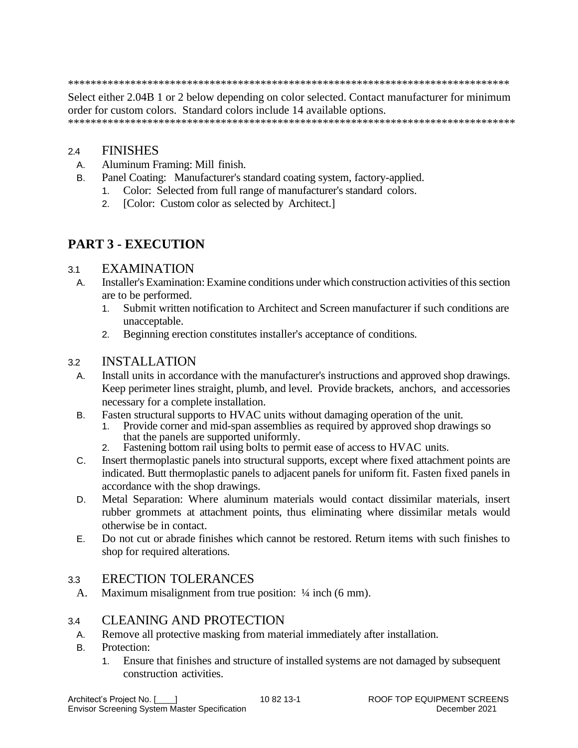********************************************************************************
Select either 2.04B 1 or 2 below depending on color selected. Contact manufacturer for minimum order for custom colors. Standard colors include 14 available options.
********************************************************************************

### 2.4 FINISHES

A. Aluminum Framing: Mill finish.

B. Panel Coating: Manufacturer's standard coating system, factory-applied.

   1. Color: Selected from full range of manufacturer's standard colors.
   2. [Color: Custom color as selected by Architect.]

## PART 3 - EXECUTION

### 3.1 EXAMINATION

A. Installer's Examination: Examine conditions under which construction activities of this section are to be performed.

   1. Submit written notification to Architect and Screen manufacturer if such conditions are unacceptable.
   2. Beginning erection constitutes installer's acceptance of conditions.

### 3.2 INSTALLATION

A. Install units in accordance with the manufacturer's instructions and approved shop drawings. Keep perimeter lines straight, plumb, and level. Provide brackets, anchors, and accessories necessary for a complete installation.

B. Fasten structural supports to HVAC units without damaging operation of the unit.

   1. Provide corner and mid-span assemblies as required by approved shop drawings so that the panels are supported uniformly.
   2. Fastening bottom rail using bolts to permit ease of access to HVAC units.

C. Insert thermoplastic panels into structural supports, except where fixed attachment points are indicated. Butt thermoplastic panels to adjacent panels for uniform fit. Fasten fixed panels in accordance with the shop drawings.

D. Metal Separation: Where aluminum materials would contact dissimilar materials, insert rubber grommets at attachment points, thus eliminating where dissimilar metals would otherwise be in contact.

E. Do not cut or abrade finishes which cannot be restored. Return items with such finishes to shop for required alterations.

### 3.3 ERECTION TOLERANCES

A. Maximum misalignment from true position: ¼ inch (6 mm).

### 3.4 CLEANING AND PROTECTION

A. Remove all protective masking from material immediately after installation.

B. Protection:

   1. Ensure that finishes and structure of installed systems are not damaged by subsequent construction activities.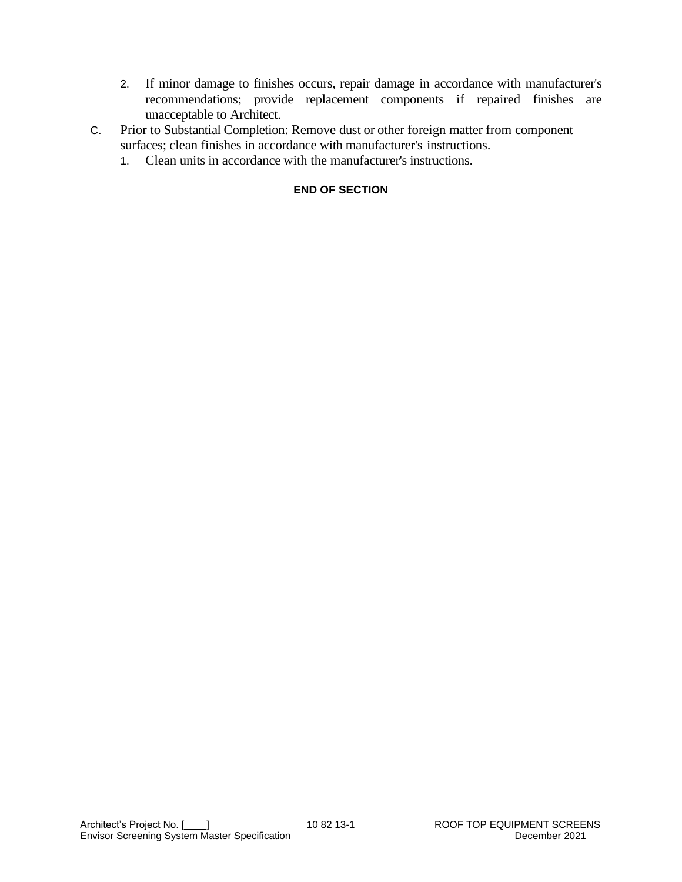2. If minor damage to finishes occurs, repair damage in accordance with manufacturer's recommendations; provide replacement components if repaired finishes are unacceptable to Architect.

C. Prior to Substantial Completion: Remove dust or other foreign matter from component surfaces; clean finishes in accordance with manufacturer's instructions.

   1. Clean units in accordance with the manufacturer's instructions.

**END OF SECTION**